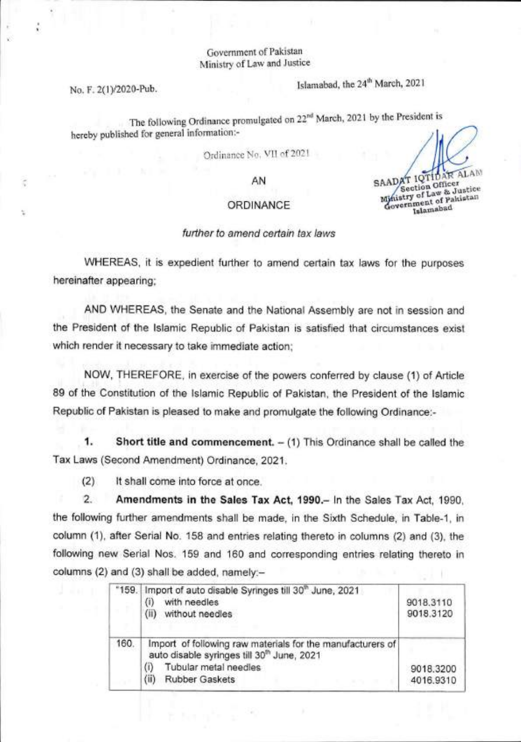Government of Pakistan
Ministry of Law and Justice

No. F. 2(1)/2020-Pub.

Islamabad, the 24th March, 2021

The following Ordinance promulgated on 22nd March, 2021 by the President is hereby published for general information:-

Ordinance No. VII of 2021

SAADAT IQTIDAR ALAM
Section Officer
Ministry of Law & Justice
Government of Pakistan
Islamabad

# AN

# ORDINANCE

*further to amend certain tax laws*

WHEREAS, it is expedient further to amend certain tax laws for the purposes hereinafter appearing;

AND WHEREAS, the Senate and the National Assembly are not in session and the President of the Islamic Republic of Pakistan is satisfied that circumstances exist which render it necessary to take immediate action;

NOW, THEREFORE, in exercise of the powers conferred by clause (1) of Article 89 of the Constitution of the Islamic Republic of Pakistan, the President of the Islamic Republic of Pakistan is pleased to make and promulgate the following Ordinance:-

**1. Short title and commencement.** – (1) This Ordinance shall be called the Tax Laws (Second Amendment) Ordinance, 2021.

(2) It shall come into force at once.

**2. Amendments in the Sales Tax Act, 1990.**– In the Sales Tax Act, 1990, the following further amendments shall be made, in the Sixth Schedule, in Table-1, in column (1), after Serial No. 158 and entries relating thereto in columns (2) and (3), the following new Serial Nos. 159 and 160 and corresponding entries relating thereto in columns (2) and (3) shall be added, namely:–

| | | |
|---|---|---|
| "159. | Import of auto disable Syringes till 30th June, 2021<br>(i) with needles<br>(ii) without needles | <br>9018.3110<br>9018.3120 |
| 160. | Import of following raw materials for the manufacturers of auto disable syringes till 30th June, 2021<br>(i) Tubular metal needles<br>(ii) Rubber Gaskets | <br><br>9018.3200<br>4016.9310 |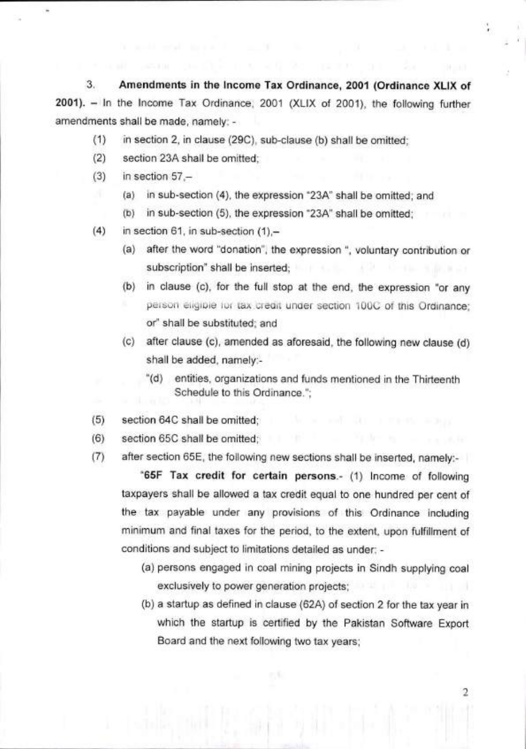3. **Amendments in the Income Tax Ordinance, 2001 (Ordinance XLIX of 2001).** – In the Income Tax Ordinance, 2001 (XLIX of 2001), the following further amendments shall be made, namely: -

(1) in section 2, in clause (29C), sub-clause (b) shall be omitted;

(2) section 23A shall be omitted;

(3) in section 57,–

  (a) in sub-section (4), the expression "23A" shall be omitted; and

  (b) in sub-section (5), the expression "23A" shall be omitted;

(4) in section 61, in sub-section (1),–

  (a) after the word "donation", the expression ", voluntary contribution or subscription" shall be inserted;

  (b) in clause (c), for the full stop at the end, the expression "or any person eligible for tax credit under section 100C of this Ordinance; or" shall be substituted; and

  (c) after clause (c), amended as aforesaid, the following new clause (d) shall be added, namely:-

    "(d) entities, organizations and funds mentioned in the Thirteenth Schedule to this Ordinance.";

(5) section 64C shall be omitted;

(6) section 65C shall be omitted;

(7) after section 65E, the following new sections shall be inserted, namely:-

"**65F Tax credit for certain persons.**- (1) Income of following taxpayers shall be allowed a tax credit equal to one hundred per cent of the tax payable under any provisions of this Ordinance including minimum and final taxes for the period, to the extent, upon fulfillment of conditions and subject to limitations detailed as under: -

  (a) persons engaged in coal mining projects in Sindh supplying coal exclusively to power generation projects;

  (b) a startup as defined in clause (62A) of section 2 for the tax year in which the startup is certified by the Pakistan Software Export Board and the next following two tax years;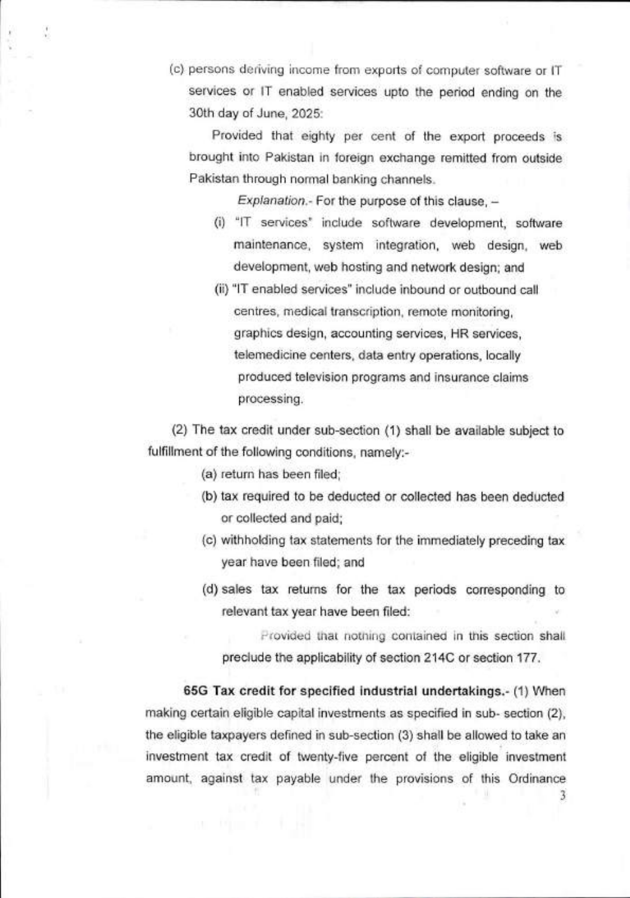(c) persons deriving income from exports of computer software or IT services or IT enabled services upto the period ending on the 30th day of June, 2025:

Provided that eighty per cent of the export proceeds is brought into Pakistan in foreign exchange remitted from outside Pakistan through normal banking channels.

*Explanation*.- For the purpose of this clause, –

(i) "IT services" include software development, software maintenance, system integration, web design, web development, web hosting and network design; and

(ii) "IT enabled services" include inbound or outbound call centres, medical transcription, remote monitoring, graphics design, accounting services, HR services, telemedicine centers, data entry operations, locally produced television programs and insurance claims processing.

(2) The tax credit under sub-section (1) shall be available subject to fulfillment of the following conditions, namely:-

(a) return has been filed;

(b) tax required to be deducted or collected has been deducted or collected and paid;

(c) withholding tax statements for the immediately preceding tax year have been filed; and

(d) sales tax returns for the tax periods corresponding to relevant tax year have been filed:

Provided that nothing contained in this section shall preclude the applicability of section 214C or section 177.

**65G Tax credit for specified industrial undertakings.**- (1) When making certain eligible capital investments as specified in sub- section (2), the eligible taxpayers defined in sub-section (3) shall be allowed to take an investment tax credit of twenty-five percent of the eligible investment amount, against tax payable under the provisions of this Ordinance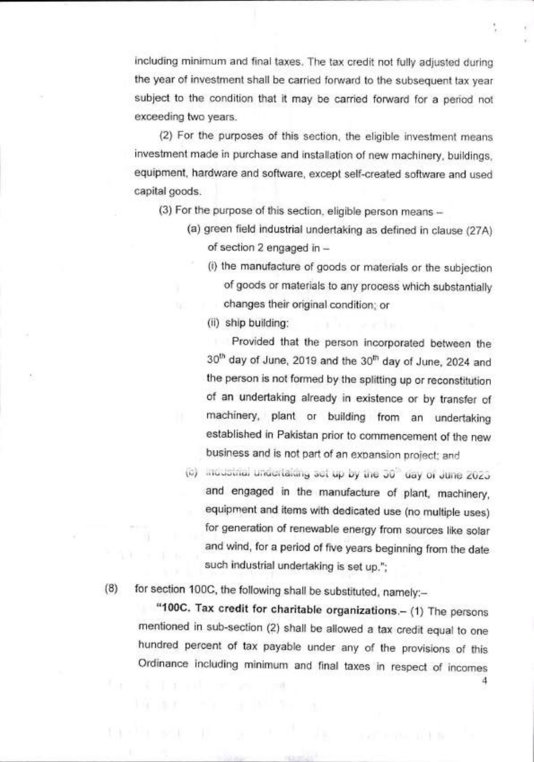including minimum and final taxes. The tax credit not fully adjusted during the year of investment shall be carried forward to the subsequent tax year subject to the condition that it may be carried forward for a period not exceeding two years.

(2) For the purposes of this section, the eligible investment means investment made in purchase and installation of new machinery, buildings, equipment, hardware and software, except self-created software and used capital goods.

(3) For the purpose of this section, eligible person means –

(a) green field industrial undertaking as defined in clause (27A) of section 2 engaged in –

(i) the manufacture of goods or materials or the subjection of goods or materials to any process which substantially changes their original condition; or

(ii) ship building:

Provided that the person incorporated between the 30th day of June, 2019 and the 30th day of June, 2024 and the person is not formed by the splitting up or reconstitution of an undertaking already in existence or by transfer of machinery, plant or building from an undertaking established in Pakistan prior to commencement of the new business and is not part of an expansion project; and

(b) industrial undertaking set up by the 30th day of June 2023 and engaged in the manufacture of plant, machinery, equipment and items with dedicated use (no multiple uses) for generation of renewable energy from sources like solar and wind, for a period of five years beginning from the date such industrial undertaking is set up.";

(8) for section 100C, the following shall be substituted, namely:–

"**100C. Tax credit for charitable organizations**.– (1) The persons mentioned in sub-section (2) shall be allowed a tax credit equal to one hundred percent of tax payable under any of the provisions of this Ordinance including minimum and final taxes in respect of incomes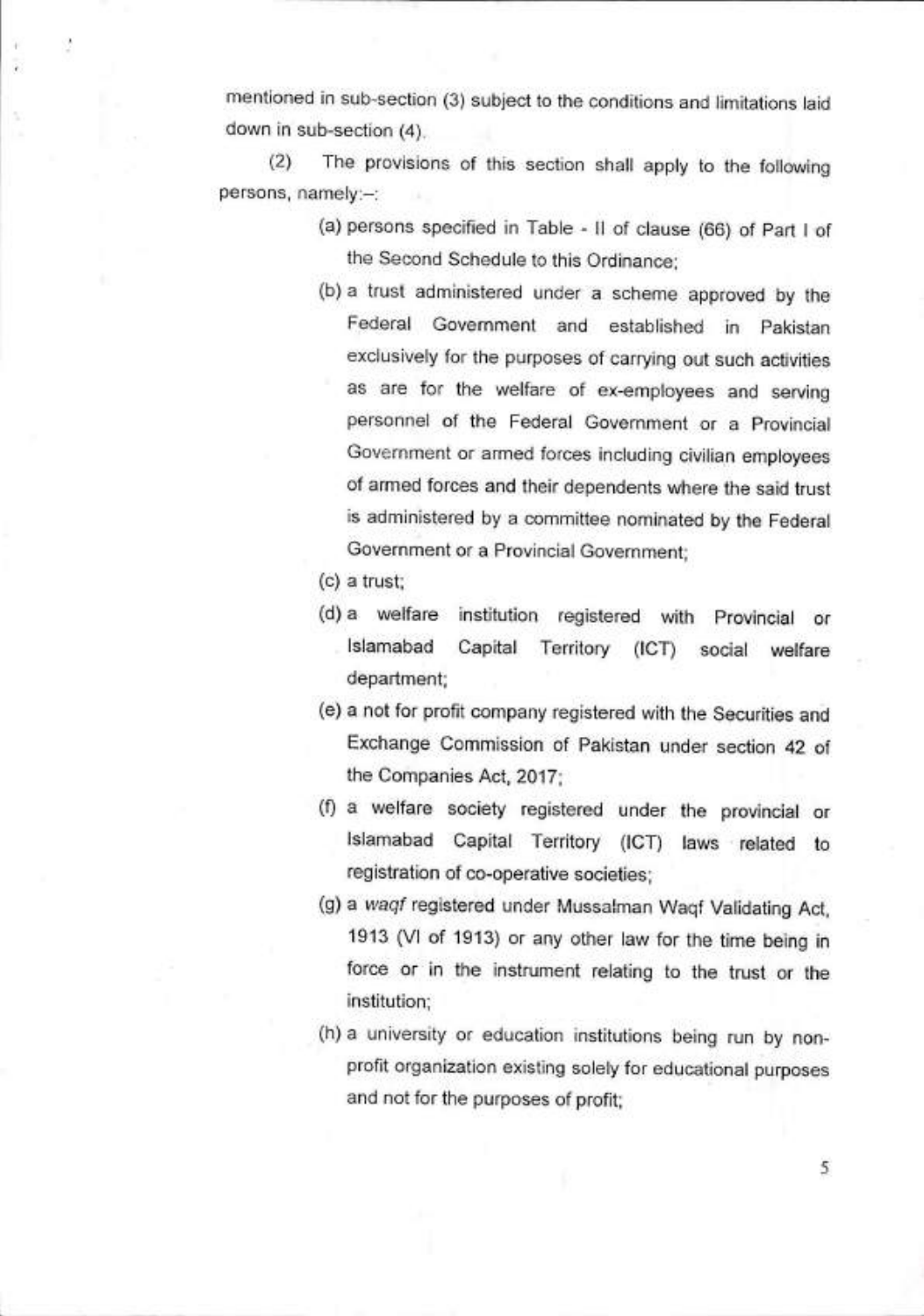mentioned in sub-section (3) subject to the conditions and limitations laid down in sub-section (4).

(2) The provisions of this section shall apply to the following persons, namely:–

(a) persons specified in Table - II of clause (66) of Part I of the Second Schedule to this Ordinance;

(b) a trust administered under a scheme approved by the Federal Government and established in Pakistan exclusively for the purposes of carrying out such activities as are for the welfare of ex-employees and serving personnel of the Federal Government or a Provincial Government or armed forces including civilian employees of armed forces and their dependents where the said trust is administered by a committee nominated by the Federal Government or a Provincial Government;

(c) a trust;

(d) a welfare institution registered with Provincial or Islamabad Capital Territory (ICT) social welfare department;

(e) a not for profit company registered with the Securities and Exchange Commission of Pakistan under section 42 of the Companies Act, 2017;

(f) a welfare society registered under the provincial or Islamabad Capital Territory (ICT) laws related to registration of co-operative societies;

(g) a *waqf* registered under Mussalman Waqf Validating Act, 1913 (VI of 1913) or any other law for the time being in force or in the instrument relating to the trust or the institution;

(h) a university or education institutions being run by non-profit organization existing solely for educational purposes and not for the purposes of profit;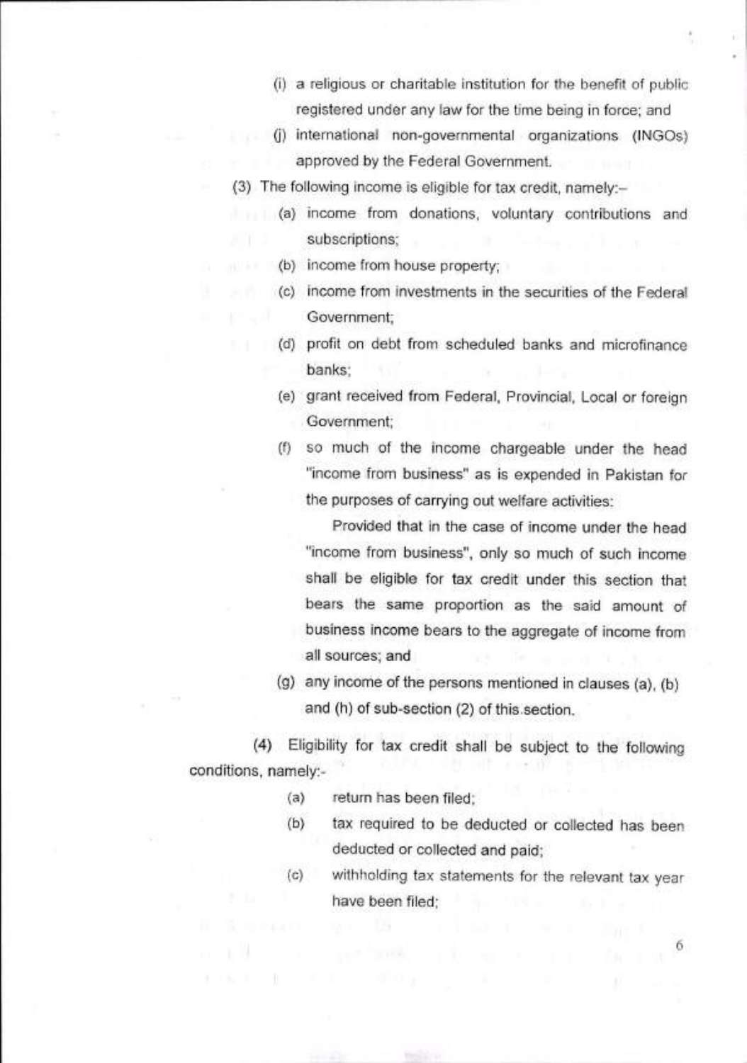(i) a religious or charitable institution for the benefit of public registered under any law for the time being in force; and

(j) international non-governmental organizations (INGOs) approved by the Federal Government.

(3) The following income is eligible for tax credit, namely:–

(a) income from donations, voluntary contributions and subscriptions;

(b) income from house property;

(c) income from investments in the securities of the Federal Government;

(d) profit on debt from scheduled banks and microfinance banks;

(e) grant received from Federal, Provincial, Local or foreign Government;

(f) so much of the income chargeable under the head "income from business" as is expended in Pakistan for the purposes of carrying out welfare activities:

Provided that in the case of income under the head "income from business", only so much of such income shall be eligible for tax credit under this section that bears the same proportion as the said amount of business income bears to the aggregate of income from all sources; and

(g) any income of the persons mentioned in clauses (a), (b) and (h) of sub-section (2) of this section.

(4) Eligibility for tax credit shall be subject to the following conditions, namely:-

(a) return has been filed;

(b) tax required to be deducted or collected has been deducted or collected and paid;

(c) withholding tax statements for the relevant tax year have been filed;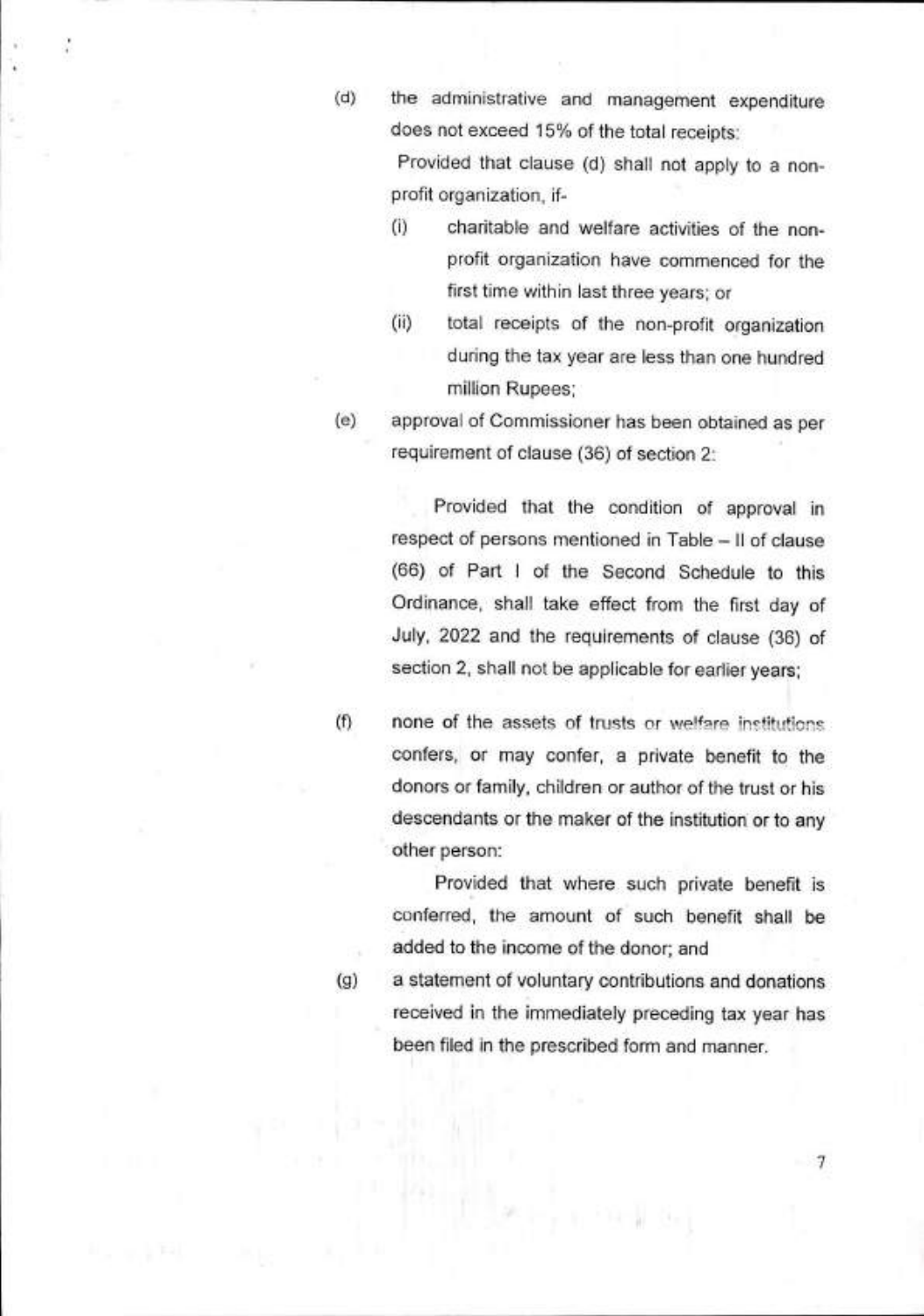(d) the administrative and management expenditure does not exceed 15% of the total receipts:

Provided that clause (d) shall not apply to a non-profit organization, if-

(i) charitable and welfare activities of the non-profit organization have commenced for the first time within last three years; or

(ii) total receipts of the non-profit organization during the tax year are less than one hundred million Rupees;

(e) approval of Commissioner has been obtained as per requirement of clause (36) of section 2:

Provided that the condition of approval in respect of persons mentioned in Table – II of clause (66) of Part I of the Second Schedule to this Ordinance, shall take effect from the first day of July, 2022 and the requirements of clause (36) of section 2, shall not be applicable for earlier years;

(f) none of the assets of trusts or welfare institutions confers, or may confer, a private benefit to the donors or family, children or author of the trust or his descendants or the maker of the institution or to any other person:

Provided that where such private benefit is conferred, the amount of such benefit shall be added to the income of the donor; and

(g) a statement of voluntary contributions and donations received in the immediately preceding tax year has been filed in the prescribed form and manner.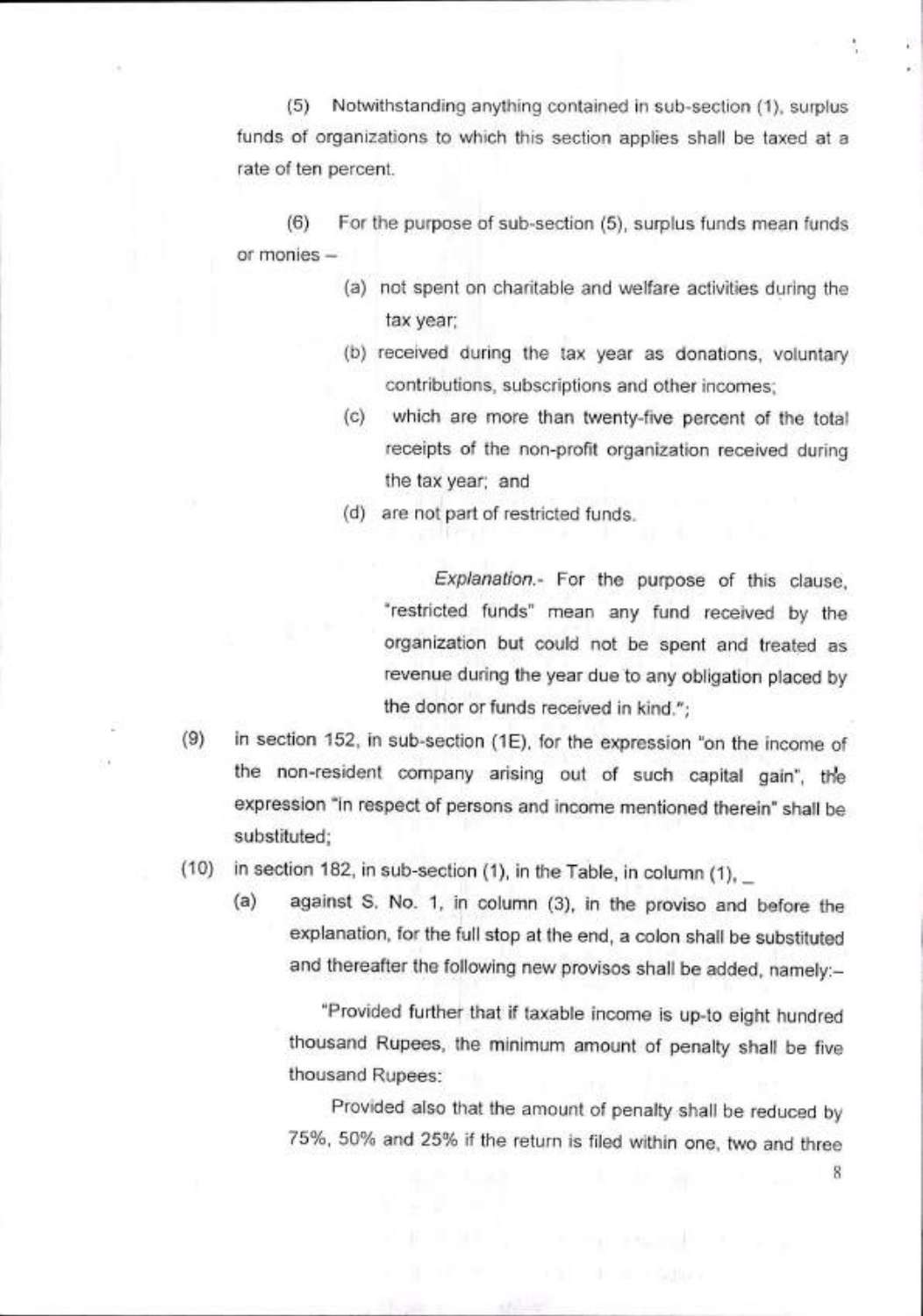(5) Notwithstanding anything contained in sub-section (1), surplus funds of organizations to which this section applies shall be taxed at a rate of ten percent.

(6) For the purpose of sub-section (5), surplus funds mean funds or monies –

(a) not spent on charitable and welfare activities during the tax year;

(b) received during the tax year as donations, voluntary contributions, subscriptions and other incomes;

(c) which are more than twenty-five percent of the total receipts of the non-profit organization received during the tax year; and

(d) are not part of restricted funds.

*Explanation*.- For the purpose of this clause, "restricted funds" mean any fund received by the organization but could not be spent and treated as revenue during the year due to any obligation placed by the donor or funds received in kind.";

(9) in section 152, in sub-section (1E), for the expression "on the income of the non-resident company arising out of such capital gain", the expression "in respect of persons and income mentioned therein" shall be substituted;

(10) in section 182, in sub-section (1), in the Table, in column (1), _

(a) against S. No. 1, in column (3), in the proviso and before the explanation, for the full stop at the end, a colon shall be substituted and thereafter the following new provisos shall be added, namely:–

"Provided further that if taxable income is up-to eight hundred thousand Rupees, the minimum amount of penalty shall be five thousand Rupees:

Provided also that the amount of penalty shall be reduced by 75%, 50% and 25% if the return is filed within one, two and three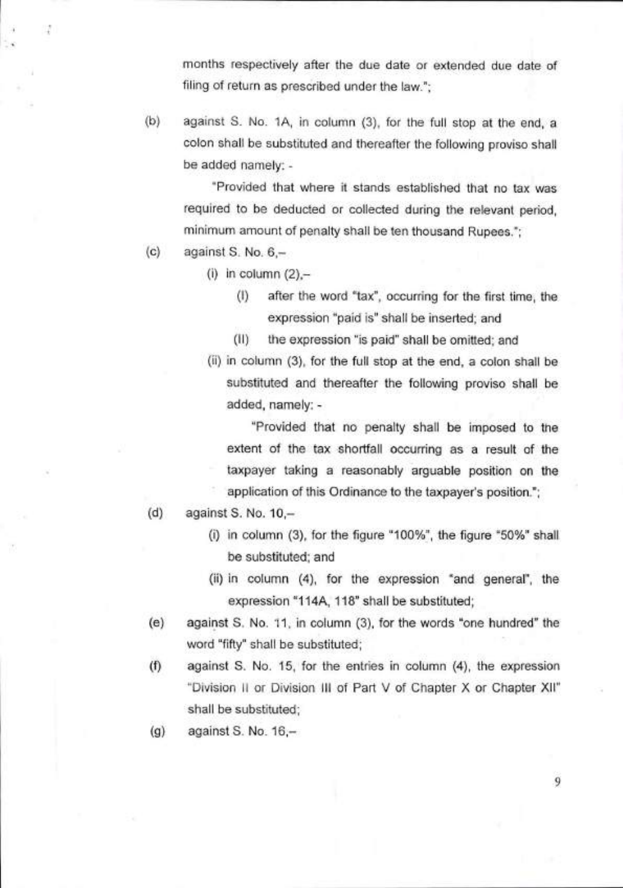months respectively after the due date or extended due date of filing of return as prescribed under the law.";

(b) against S. No. 1A, in column (3), for the full stop at the end, a colon shall be substituted and thereafter the following proviso shall be added namely: -

"Provided that where it stands established that no tax was required to be deducted or collected during the relevant period, minimum amount of penalty shall be ten thousand Rupees.";

(c) against S. No. 6,–

(i) in column (2),–

(I) after the word "tax", occurring for the first time, the expression "paid is" shall be inserted; and

(II) the expression "is paid" shall be omitted; and

(ii) in column (3), for the full stop at the end, a colon shall be substituted and thereafter the following proviso shall be added, namely: -

"Provided that no penalty shall be imposed to the extent of the tax shortfall occurring as a result of the taxpayer taking a reasonably arguable position on the application of this Ordinance to the taxpayer's position.";

(d) against S. No. 10,–

(i) in column (3), for the figure "100%", the figure "50%" shall be substituted; and

(ii) in column (4), for the expression "and general", the expression "114A, 118" shall be substituted;

(e) against S. No. 11, in column (3), for the words "one hundred" the word "fifty" shall be substituted;

(f) against S. No. 15, for the entries in column (4), the expression "Division II or Division III of Part V of Chapter X or Chapter XII" shall be substituted;

(g) against S. No. 16,–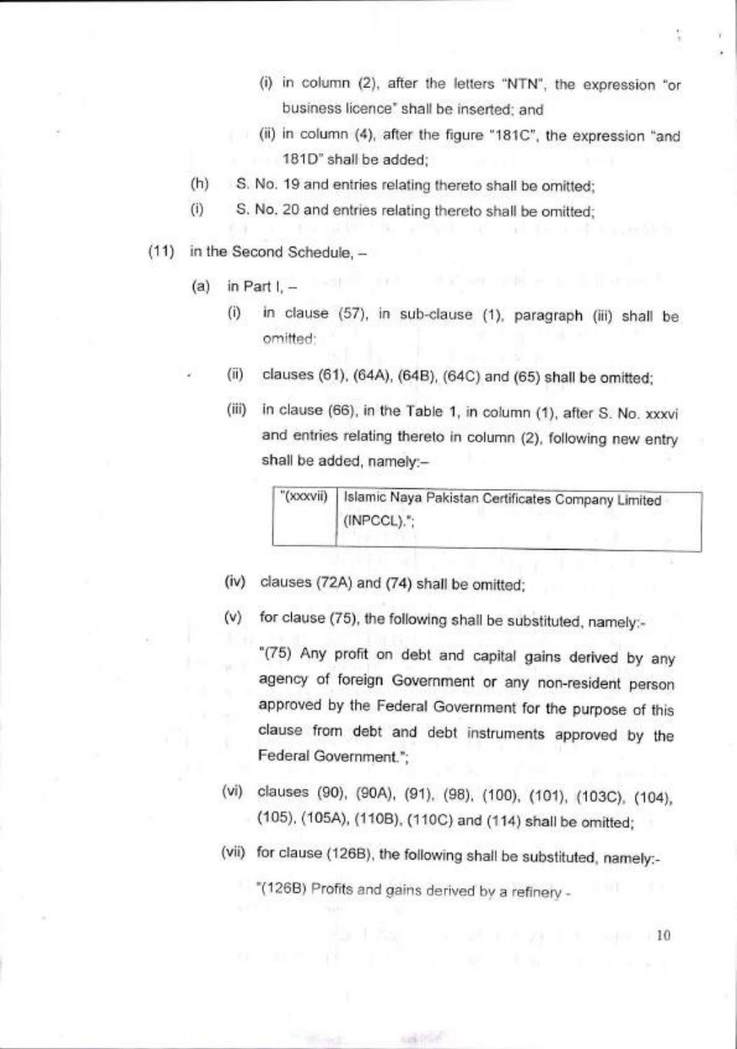(i) in column (2), after the letters "NTN", the expression "or business licence" shall be inserted; and

(ii) in column (4), after the figure "181C", the expression "and 181D" shall be added;

(h) S. No. 19 and entries relating thereto shall be omitted;

(i) S. No. 20 and entries relating thereto shall be omitted;

(11) in the Second Schedule, –

(a) in Part I, –

(i) in clause (57), in sub-clause (1), paragraph (iii) shall be omitted;

(ii) clauses (61), (64A), (64B), (64C) and (65) shall be omitted;

(iii) in clause (66), in the Table 1, in column (1), after S. No. xxxvi and entries relating thereto in column (2), following new entry shall be added, namely:–

| "(xxxvii) | Islamic Naya Pakistan Certificates Company Limited (INPCCL).", |
|---|---|

(iv) clauses (72A) and (74) shall be omitted;

(v) for clause (75), the following shall be substituted, namely:-

"(75) Any profit on debt and capital gains derived by any agency of foreign Government or any non-resident person approved by the Federal Government for the purpose of this clause from debt and debt instruments approved by the Federal Government.";

(vi) clauses (90), (90A), (91), (98), (100), (101), (103C), (104), (105), (105A), (110B), (110C) and (114) shall be omitted;

(vii) for clause (126B), the following shall be substituted, namely:-

"(126B) Profits and gains derived by a refinery -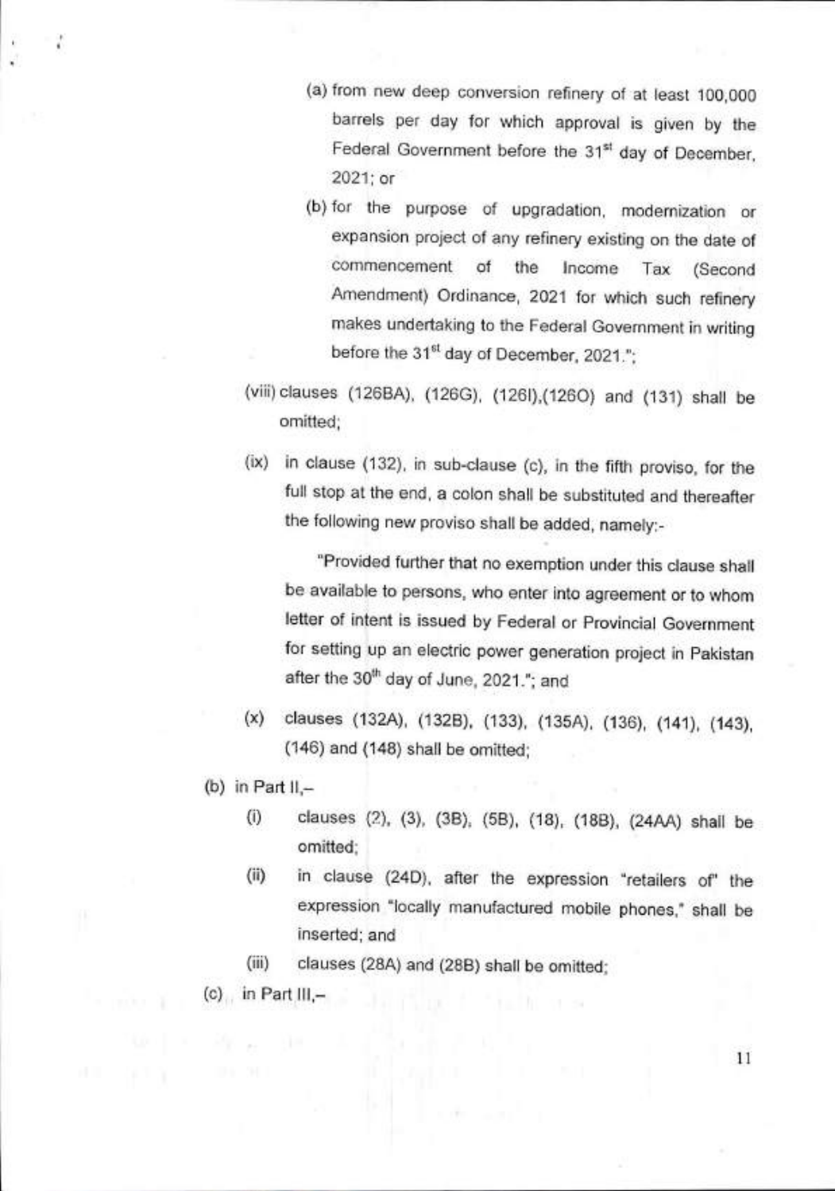(a) from new deep conversion refinery of at least 100,000 barrels per day for which approval is given by the Federal Government before the 31st day of December, 2021; or

(b) for the purpose of upgradation, modernization or expansion project of any refinery existing on the date of commencement of the Income Tax (Second Amendment) Ordinance, 2021 for which such refinery makes undertaking to the Federal Government in writing before the 31st day of December, 2021.";

(viii) clauses (126BA), (126G), (126I),(126O) and (131) shall be omitted;

(ix) in clause (132), in sub-clause (c), in the fifth proviso, for the full stop at the end, a colon shall be substituted and thereafter the following new proviso shall be added, namely:-

"Provided further that no exemption under this clause shall be available to persons, who enter into agreement or to whom letter of intent is issued by Federal or Provincial Government for setting up an electric power generation project in Pakistan after the 30th day of June, 2021."; and

(x) clauses (132A), (132B), (133), (135A), (136), (141), (143), (146) and (148) shall be omitted;

(b) in Part II,–

(i) clauses (2), (3), (3B), (5B), (18), (18B), (24AA) shall be omitted;

(ii) in clause (24D), after the expression "retailers of" the expression "locally manufactured mobile phones," shall be inserted; and

(iii) clauses (28A) and (28B) shall be omitted;

(c) in Part III,–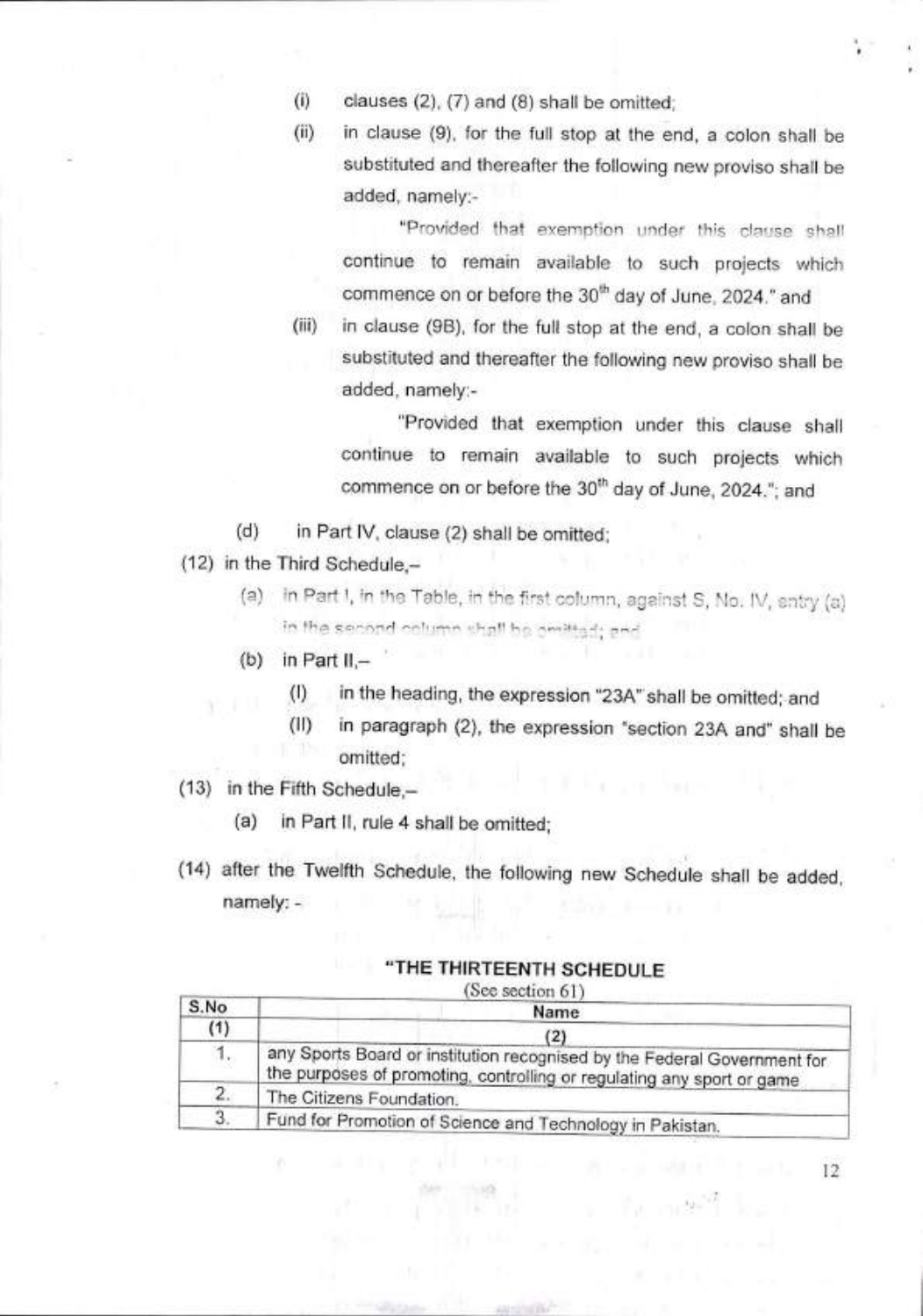(i) clauses (2), (7) and (8) shall be omitted;

(ii) in clause (9), for the full stop at the end, a colon shall be substituted and thereafter the following new proviso shall be added, namely:-

"Provided that exemption under this clause shall continue to remain available to such projects which commence on or before the 30th day of June, 2024." and

(iii) in clause (9B), for the full stop at the end, a colon shall be substituted and thereafter the following new proviso shall be added, namely:-

"Provided that exemption under this clause shall continue to remain available to such projects which commence on or before the 30th day of June, 2024."; and

(d) in Part IV, clause (2) shall be omitted;

(12) in the Third Schedule,–

(a) in Part I, in the Table, in the first column, against S. No. IV, entry (a) in the second column shall be omitted; and

(b) in Part II,–

(I) in the heading, the expression "23A" shall be omitted; and

(II) in paragraph (2), the expression "section 23A and" shall be omitted;

(13) in the Fifth Schedule,–

(a) in Part II, rule 4 shall be omitted;

(14) after the Twelfth Schedule, the following new Schedule shall be added, namely: -

**"THE THIRTEENTH SCHEDULE**

(See section 61)

| S.No | Name |
|---|---|
| (1) | (2) |
| 1. | any Sports Board or institution recognised by the Federal Government for the purposes of promoting, controlling or regulating any sport or game |
| 2. | The Citizens Foundation. |
| 3. | Fund for Promotion of Science and Technology in Pakistan. |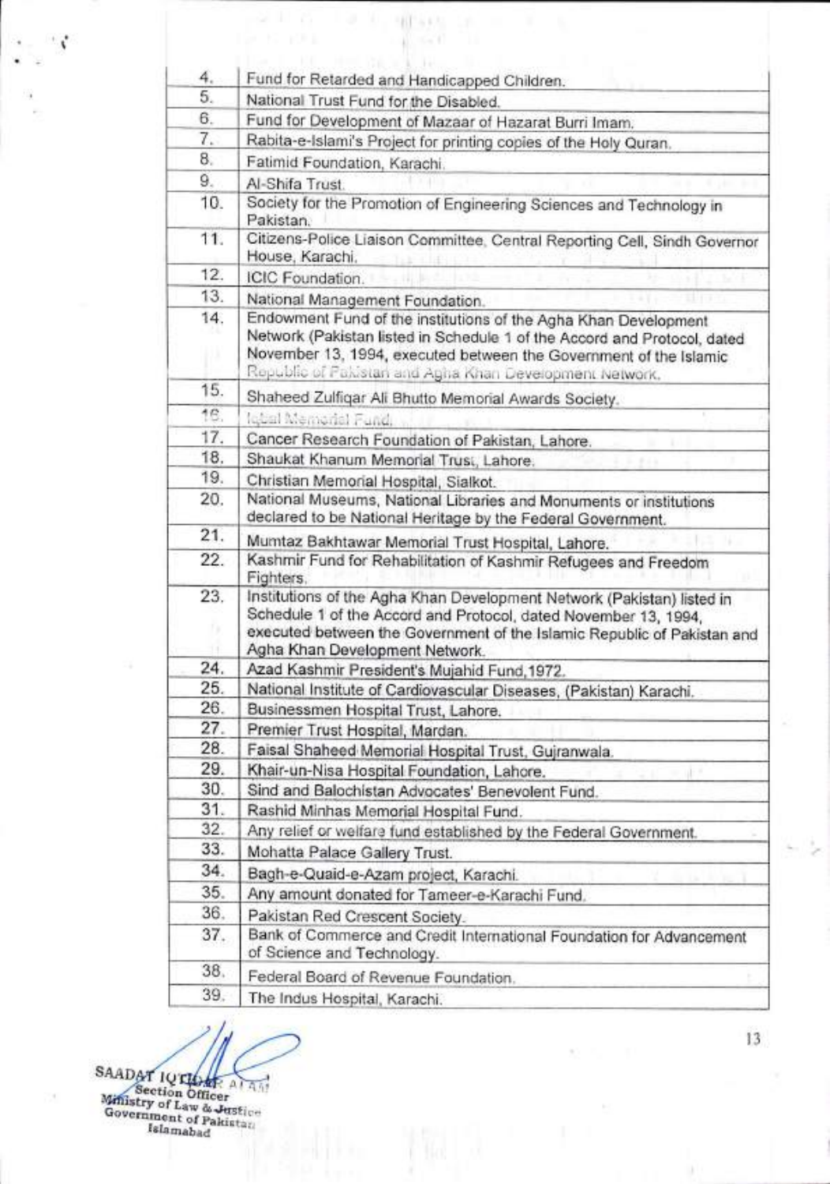| | |
|---|---|
| 4. | Fund for Retarded and Handicapped Children. |
| 5. | National Trust Fund for the Disabled. |
| 6. | Fund for Development of Mazaar of Hazarat Burri Imam. |
| 7. | Rabita-e-Islami's Project for printing copies of the Holy Quran. |
| 8. | Fatimid Foundation, Karachi. |
| 9. | Al-Shifa Trust. |
| 10. | Society for the Promotion of Engineering Sciences and Technology in Pakistan. |
| 11. | Citizens-Police Liaison Committee, Central Reporting Cell, Sindh Governor House, Karachi. |
| 12. | ICIC Foundation. |
| 13. | National Management Foundation. |
| 14. | Endowment Fund of the institutions of the Agha Khan Development Network (Pakistan listed in Schedule 1 of the Accord and Protocol, dated November 13, 1994, executed between the Government of the Islamic Republic of Pakistan and Agha Khan Development Network. |
| 15. | Shaheed Zulfiqar Ali Bhutto Memorial Awards Society. |
| 16. | Iqbal Memorial Fund. |
| 17. | Cancer Research Foundation of Pakistan, Lahore. |
| 18. | Shaukat Khanum Memorial Trust, Lahore. |
| 19. | Christian Memorial Hospital, Sialkot. |
| 20. | National Museums, National Libraries and Monuments or institutions declared to be National Heritage by the Federal Government. |
| 21. | Mumtaz Bakhtawar Memorial Trust Hospital, Lahore. |
| 22. | Kashmir Fund for Rehabilitation of Kashmir Refugees and Freedom Fighters. |
| 23. | Institutions of the Agha Khan Development Network (Pakistan) listed in Schedule 1 of the Accord and Protocol, dated November 13, 1994, executed between the Government of the Islamic Republic of Pakistan and Agha Khan Development Network. |
| 24. | Azad Kashmir President's Mujahid Fund,1972. |
| 25. | National Institute of Cardiovascular Diseases, (Pakistan) Karachi. |
| 26. | Businessmen Hospital Trust, Lahore. |
| 27. | Premier Trust Hospital, Mardan. |
| 28. | Faisal Shaheed Memorial Hospital Trust, Gujranwala. |
| 29. | Khair-un-Nisa Hospital Foundation, Lahore. |
| 30. | Sind and Balochistan Advocates' Benevolent Fund. |
| 31. | Rashid Minhas Memorial Hospital Fund. |
| 32. | Any relief or welfare fund established by the Federal Government. |
| 33. | Mohatta Palace Gallery Trust. |
| 34. | Bagh-e-Quaid-e-Azam project, Karachi. |
| 35. | Any amount donated for Tameer-e-Karachi Fund. |
| 36. | Pakistan Red Crescent Society. |
| 37. | Bank of Commerce and Credit International Foundation for Advancement of Science and Technology. |
| 38. | Federal Board of Revenue Foundation. |
| 39. | The Indus Hospital, Karachi. |

SAADAT IQTIDAR ALAM
Section Officer
Ministry of Law & Justice
Government of Pakistan
Islamabad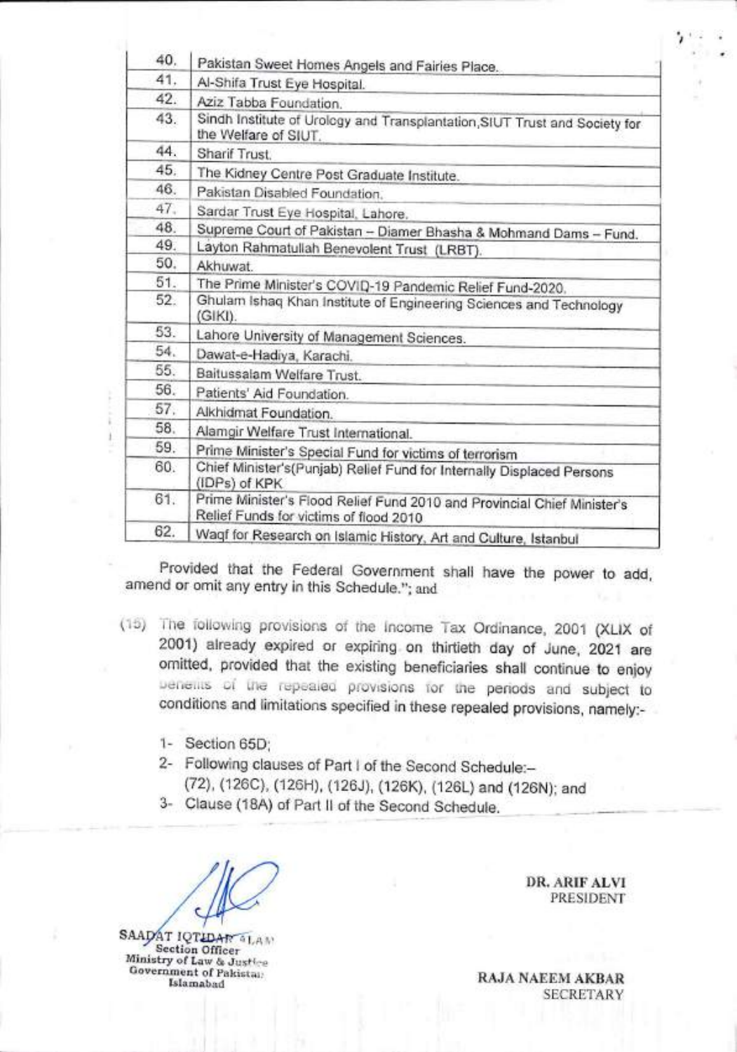| | |
|---|---|
| 40. | Pakistan Sweet Homes Angels and Fairies Place. |
| 41. | Al-Shifa Trust Eye Hospital. |
| 42. | Aziz Tabba Foundation. |
| 43. | Sindh Institute of Urology and Transplantation,SIUT Trust and Society for the Welfare of SIUT. |
| 44. | Sharif Trust. |
| 45. | The Kidney Centre Post Graduate Institute. |
| 46. | Pakistan Disabled Foundation. |
| 47. | Sardar Trust Eye Hospital, Lahore. |
| 48. | Supreme Court of Pakistan – Diamer Bhasha & Mohmand Dams – Fund. |
| 49. | Layton Rahmatullah Benevolent Trust (LRBT). |
| 50. | Akhuwat. |
| 51. | The Prime Minister's COVID-19 Pandemic Relief Fund-2020. |
| 52. | Ghulam Ishaq Khan Institute of Engineering Sciences and Technology (GIKI). |
| 53. | Lahore University of Management Sciences. |
| 54. | Dawat-e-Hadiya, Karachi. |
| 55. | Baitussalam Welfare Trust. |
| 56. | Patients' Aid Foundation. |
| 57. | Alkhidmat Foundation. |
| 58. | Alamgir Welfare Trust International. |
| 59. | Prime Minister's Special Fund for victims of terrorism |
| 60. | Chief Minister's(Punjab) Relief Fund for Internally Displaced Persons (IDPs) of KPK |
| 61. | Prime Minister's Flood Relief Fund 2010 and Provincial Chief Minister's Relief Funds for victims of flood 2010 |
| 62. | Waqf for Research on Islamic History, Art and Culture, Istanbul |

Provided that the Federal Government shall have the power to add, amend or omit any entry in this Schedule."; and

(15) The following provisions of the Income Tax Ordinance, 2001 (XLIX of 2001) already expired or expiring on thirtieth day of June, 2021 are omitted, provided that the existing beneficiaries shall continue to enjoy benefits of the repealed provisions for the periods and subject to conditions and limitations specified in these repealed provisions, namely:-

1- Section 65D;
2- Following clauses of Part I of the Second Schedule:–
(72), (126C), (126H), (126J), (126K), (126L) and (126N); and
3- Clause (18A) of Part II of the Second Schedule.

**DR. ARIF ALVI**
PRESIDENT

SAADAT IQTIDAR ALAM
Section Officer
Ministry of Law & Justice
Government of Pakistan
Islamabad

**RAJA NAEEM AKBAR**
SECRETARY